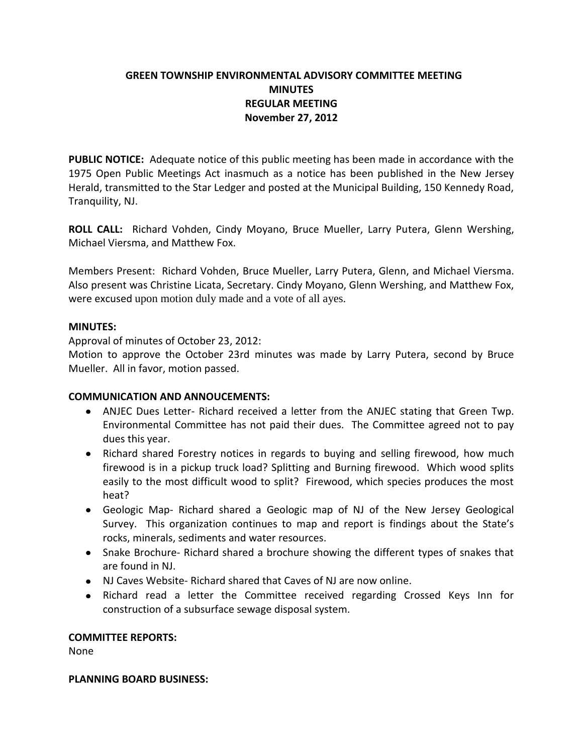# GREEN TOWNSHIP ENVIRONMENTAL ADVISORY COMMITTEE MEETING
## MINUTES
## REGULAR MEETING
## November 27, 2012

**PUBLIC NOTICE:** Adequate notice of this public meeting has been made in accordance with the 1975 Open Public Meetings Act inasmuch as a notice has been published in the New Jersey Herald, transmitted to the Star Ledger and posted at the Municipal Building, 150 Kennedy Road, Tranquility, NJ.

**ROLL CALL:** Richard Vohden, Cindy Moyano, Bruce Mueller, Larry Putera, Glenn Wershing, Michael Viersma, and Matthew Fox.

Members Present: Richard Vohden, Bruce Mueller, Larry Putera, Glenn, and Michael Viersma. Also present was Christine Licata, Secretary. Cindy Moyano, Glenn Wershing, and Matthew Fox, were excused upon motion duly made and a vote of all ayes.

**MINUTES:**

Approval of minutes of October 23, 2012:

Motion to approve the October 23rd minutes was made by Larry Putera, second by Bruce Mueller. All in favor, motion passed.

**COMMUNICATION AND ANNOUCEMENTS:**

- ANJEC Dues Letter- Richard received a letter from the ANJEC stating that Green Twp. Environmental Committee has not paid their dues. The Committee agreed not to pay dues this year.
- Richard shared Forestry notices in regards to buying and selling firewood, how much firewood is in a pickup truck load? Splitting and Burning firewood. Which wood splits easily to the most difficult wood to split? Firewood, which species produces the most heat?
- Geologic Map- Richard shared a Geologic map of NJ of the New Jersey Geological Survey. This organization continues to map and report is findings about the State's rocks, minerals, sediments and water resources.
- Snake Brochure- Richard shared a brochure showing the different types of snakes that are found in NJ.
- NJ Caves Website- Richard shared that Caves of NJ are now online.
- Richard read a letter the Committee received regarding Crossed Keys Inn for construction of a subsurface sewage disposal system.

**COMMITTEE REPORTS:**

None

**PLANNING BOARD BUSINESS:**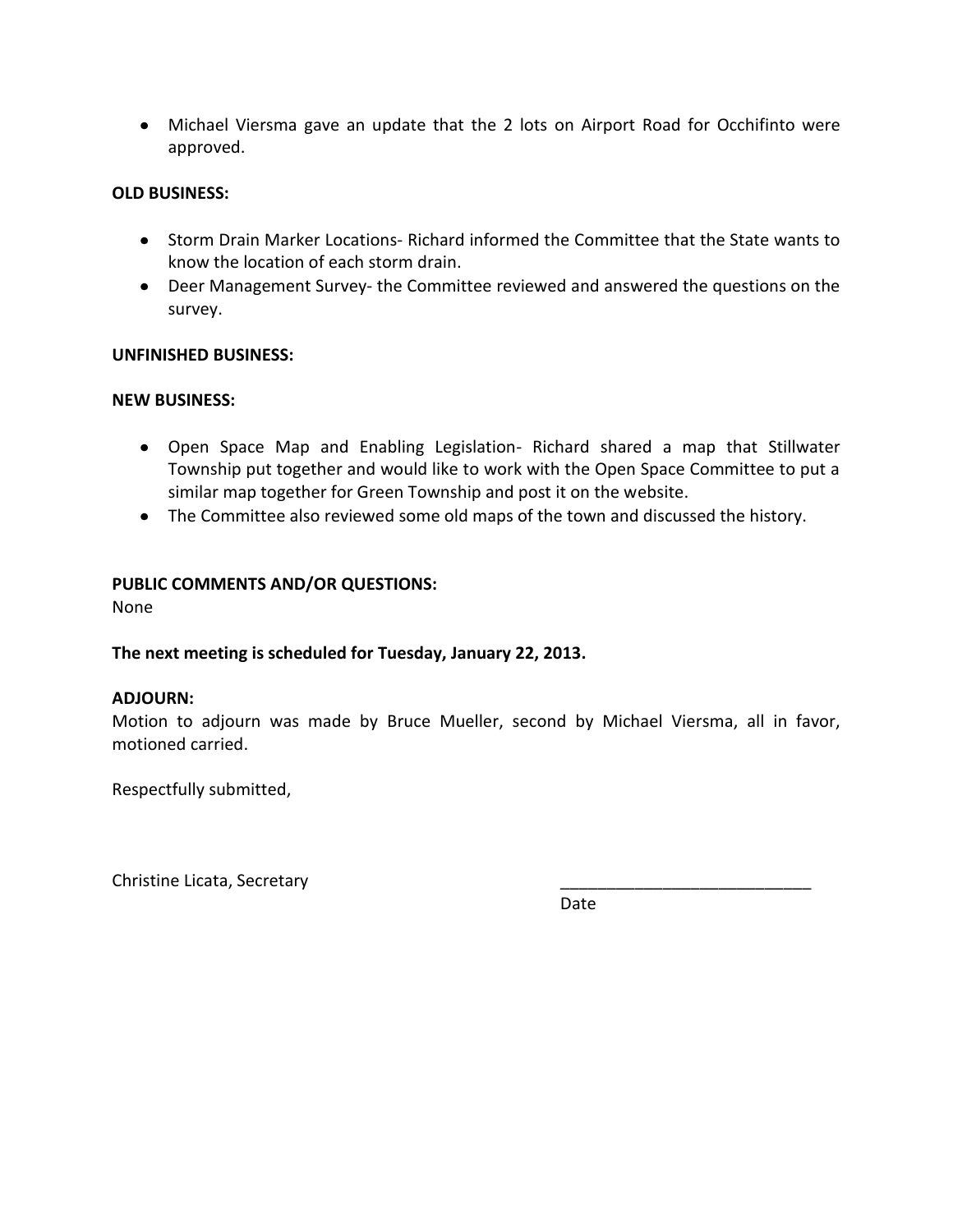- Michael Viersma gave an update that the 2 lots on Airport Road for Occhifinto were approved.

**OLD BUSINESS:**

- Storm Drain Marker Locations- Richard informed the Committee that the State wants to know the location of each storm drain.
- Deer Management Survey- the Committee reviewed and answered the questions on the survey.

**UNFINISHED BUSINESS:**

**NEW BUSINESS:**

- Open Space Map and Enabling Legislation- Richard shared a map that Stillwater Township put together and would like to work with the Open Space Committee to put a similar map together for Green Township and post it on the website.
- The Committee also reviewed some old maps of the town and discussed the history.

**PUBLIC COMMENTS AND/OR QUESTIONS:**
None

**The next meeting is scheduled for Tuesday, January 22, 2013.**

**ADJOURN:**
Motion to adjourn was made by Bruce Mueller, second by Michael Viersma, all in favor, motioned carried.

Respectfully submitted,

Christine Licata, Secretary

___________________________
Date